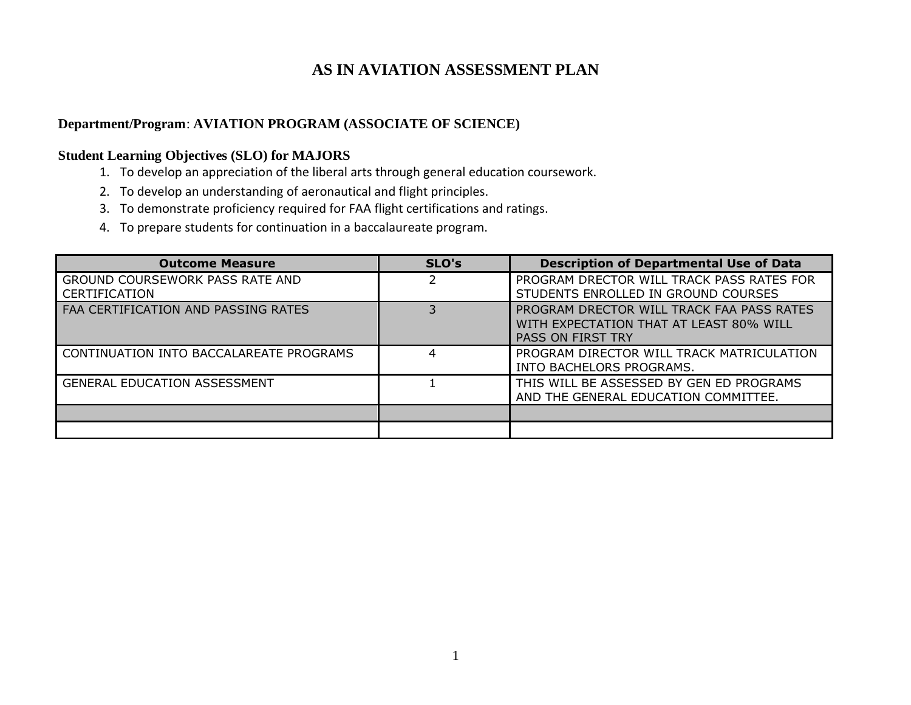# AS IN AVIATION ASSESSMENT PLAN

**Department/Program**: **AVIATION PROGRAM (ASSOCIATE OF SCIENCE)**

**Student Learning Objectives (SLO) for MAJORS**

1. To develop an appreciation of the liberal arts through general education coursework.
2. To develop an understanding of aeronautical and flight principles.
3. To demonstrate proficiency required for FAA flight certifications and ratings.
4. To prepare students for continuation in a baccalaureate program.

| Outcome Measure | SLO's | Description of Departmental Use of Data |
|---|---|---|
| GROUND COURSEWORK PASS RATE AND CERTIFICATION | 2 | PROGRAM DRECTOR WILL TRACK PASS RATES FOR STUDENTS ENROLLED IN GROUND COURSES |
| FAA CERTIFICATION AND PASSING RATES | 3 | PROGRAM DRECTOR WILL TRACK FAA PASS RATES WITH EXPECTATION THAT AT LEAST 80% WILL PASS ON FIRST TRY |
| CONTINUATION INTO BACCALAREATE PROGRAMS | 4 | PROGRAM DIRECTOR WILL TRACK MATRICULATION INTO BACHELORS PROGRAMS. |
| GENERAL EDUCATION ASSESSMENT | 1 | THIS WILL BE ASSESSED BY GEN ED PROGRAMS AND THE GENERAL EDUCATION COMMITTEE. |
| | | |
| | | |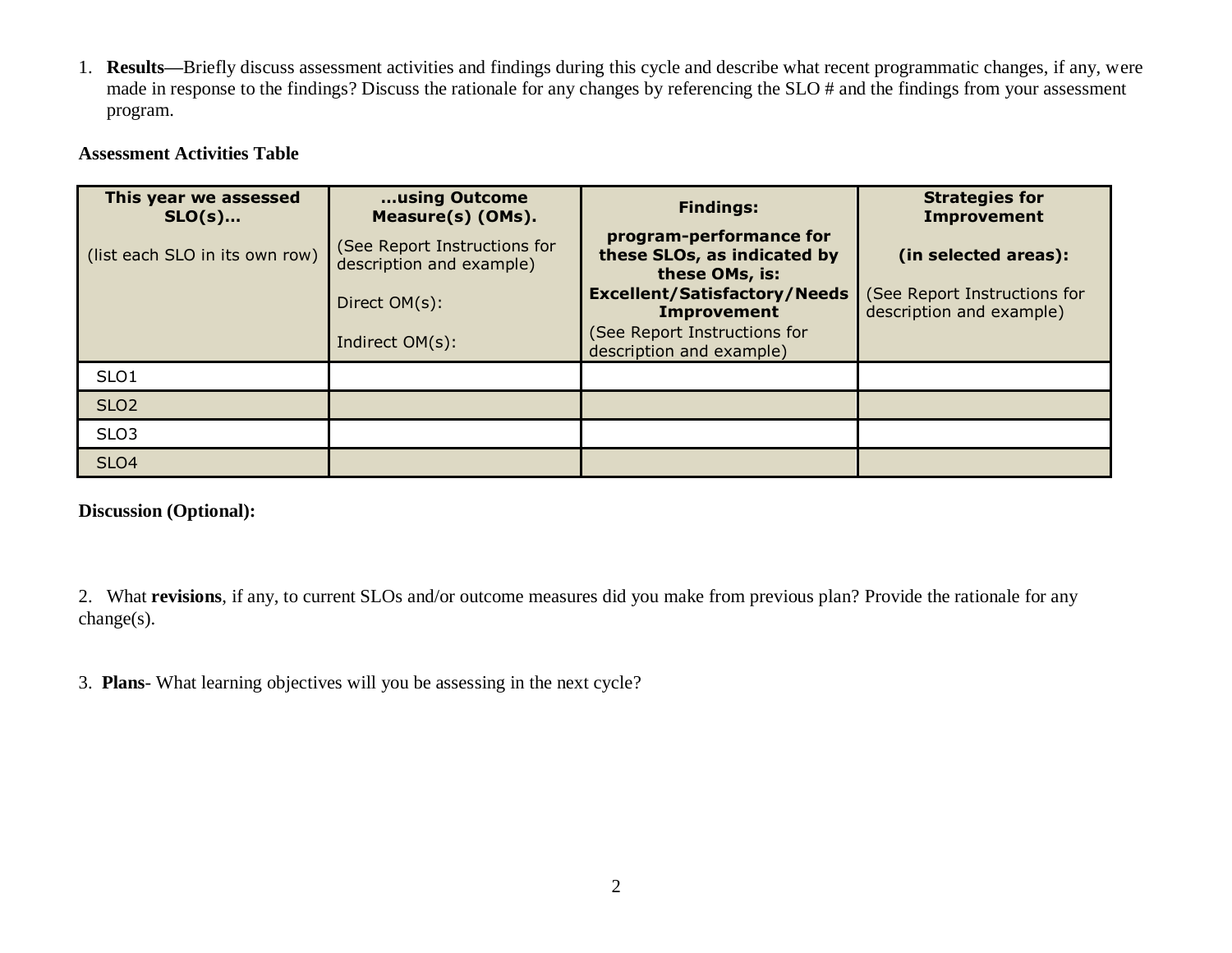1. **Results**—Briefly discuss assessment activities and findings during this cycle and describe what recent programmatic changes, if any, were made in response to the findings? Discuss the rationale for any changes by referencing the SLO # and the findings from your assessment program.

**Assessment Activities Table**

| **This year we assessed SLO(s)…**<br><br>(list each SLO in its own row) | **…using Outcome Measure(s) (OMs).**<br><br>(See Report Instructions for description and example)<br><br>Direct OM(s):<br><br>Indirect OM(s): | **Findings:**<br><br>**program-performance for these SLOs, as indicated by these OMs, is:**<br>**Excellent/Satisfactory/Needs Improvement**<br>(See Report Instructions for description and example) | **Strategies for Improvement**<br><br>**(in selected areas):**<br><br>(See Report Instructions for description and example) |
|---|---|---|---|
| SLO1 | | | |
| SLO2 | | | |
| SLO3 | | | |
| SLO4 | | | |

**Discussion (Optional):**

2. What **revisions**, if any, to current SLOs and/or outcome measures did you make from previous plan? Provide the rationale for any change(s).

3. **Plans**- What learning objectives will you be assessing in the next cycle?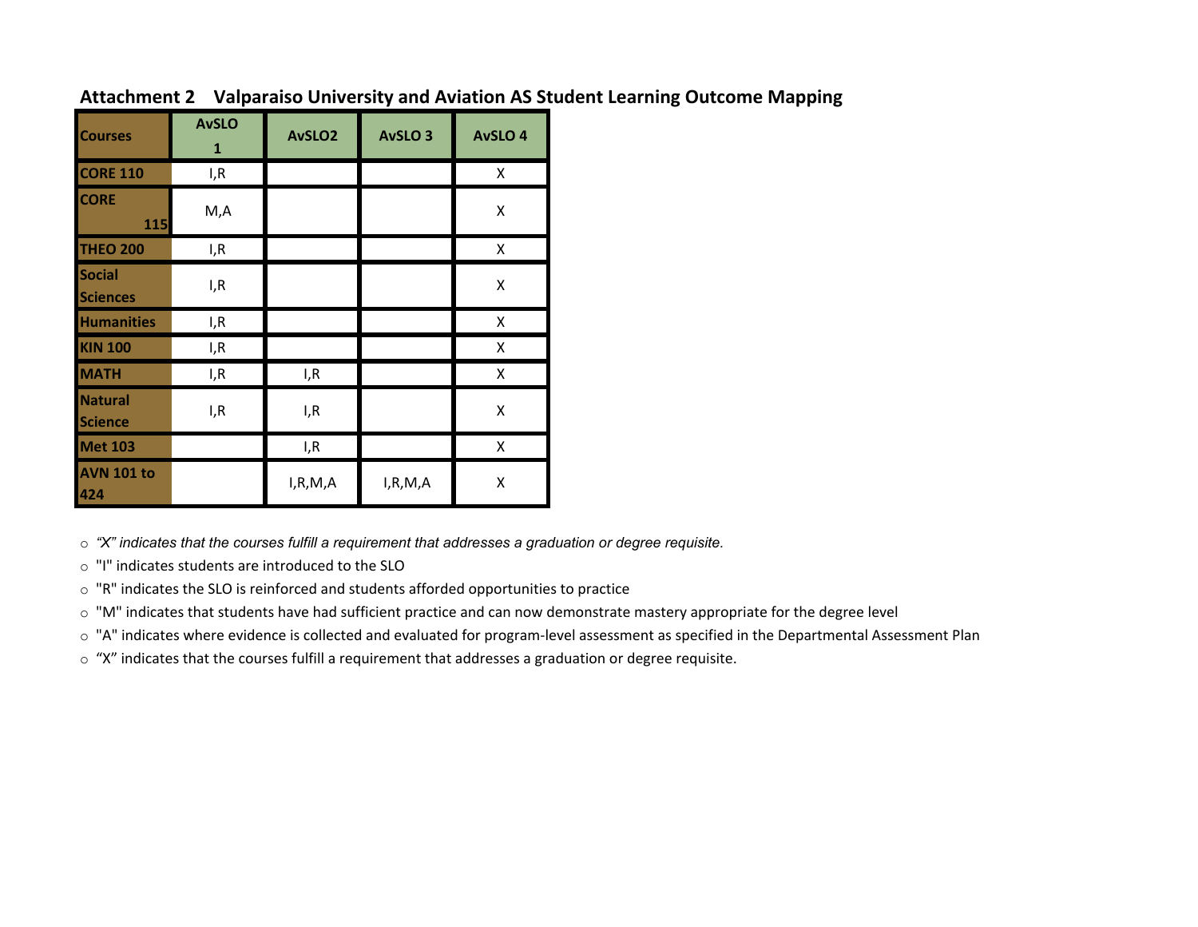## Attachment 2 Valparaiso University and Aviation AS Student Learning Outcome Mapping

| Courses | AvSLO 1 | AvSLO2 | AvSLO 3 | AvSLO 4 |
|---|---|---|---|---|
| CORE 110 | I,R | | | X |
| CORE 115 | M,A | | | X |
| THEO 200 | I,R | | | X |
| Social Sciences | I,R | | | X |
| Humanities | I,R | | | X |
| KIN 100 | I,R | | | X |
| MATH | I,R | I,R | | X |
| Natural Science | I,R | I,R | | X |
| Met 103 | | I,R | | X |
| AVN 101 to 424 | | I,R,M,A | I,R,M,A | X |

- *"X" indicates that the courses fulfill a requirement that addresses a graduation or degree requisite.*
- "I" indicates students are introduced to the SLO
- "R" indicates the SLO is reinforced and students afforded opportunities to practice
- "M" indicates that students have had sufficient practice and can now demonstrate mastery appropriate for the degree level
- "A" indicates where evidence is collected and evaluated for program-level assessment as specified in the Departmental Assessment Plan
- "X" indicates that the courses fulfill a requirement that addresses a graduation or degree requisite.